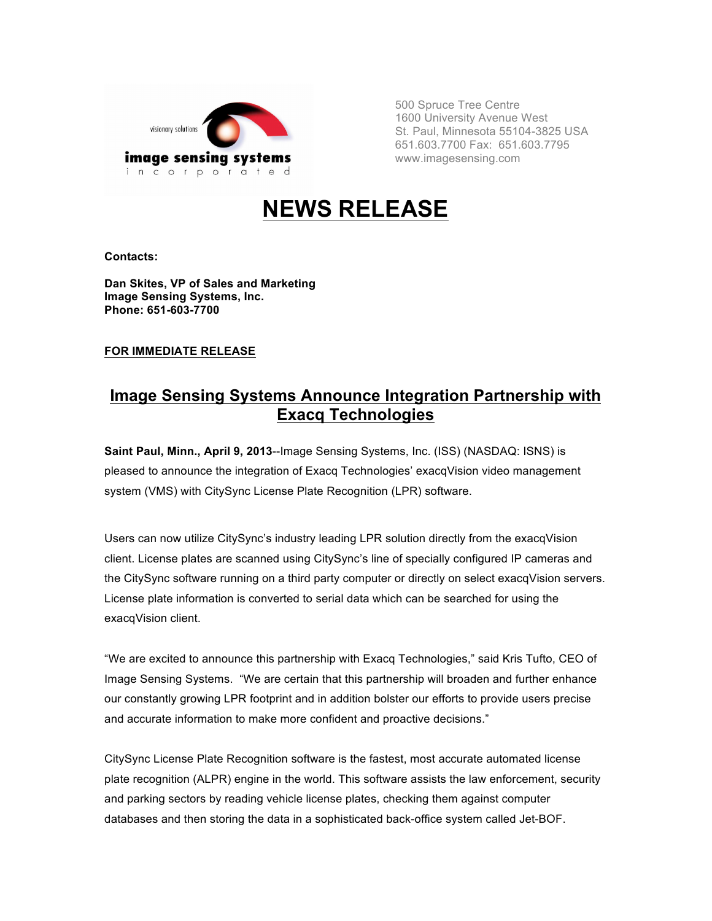visionary solutions

**image sensing systems**
incorporated

500 Spruce Tree Centre
1600 University Avenue West
St. Paul, Minnesota 55104-3825 USA
651.603.7700 Fax: 651.603.7795
www.imagesensing.com

# NEWS RELEASE

**Contacts:**

**Dan Skites, VP of Sales and Marketing**
**Image Sensing Systems, Inc.**
**Phone: 651-603-7700**

**FOR IMMEDIATE RELEASE**

## Image Sensing Systems Announce Integration Partnership with Exacq Technologies

**Saint Paul, Minn., April 9, 2013**--Image Sensing Systems, Inc. (ISS) (NASDAQ: ISNS) is pleased to announce the integration of Exacq Technologies' exacqVision video management system (VMS) with CitySync License Plate Recognition (LPR) software.

Users can now utilize CitySync's industry leading LPR solution directly from the exacqVision client. License plates are scanned using CitySync's line of specially configured IP cameras and the CitySync software running on a third party computer or directly on select exacqVision servers. License plate information is converted to serial data which can be searched for using the exacqVision client.

"We are excited to announce this partnership with Exacq Technologies," said Kris Tufto, CEO of Image Sensing Systems. "We are certain that this partnership will broaden and further enhance our constantly growing LPR footprint and in addition bolster our efforts to provide users precise and accurate information to make more confident and proactive decisions."

CitySync License Plate Recognition software is the fastest, most accurate automated license plate recognition (ALPR) engine in the world. This software assists the law enforcement, security and parking sectors by reading vehicle license plates, checking them against computer databases and then storing the data in a sophisticated back-office system called Jet-BOF.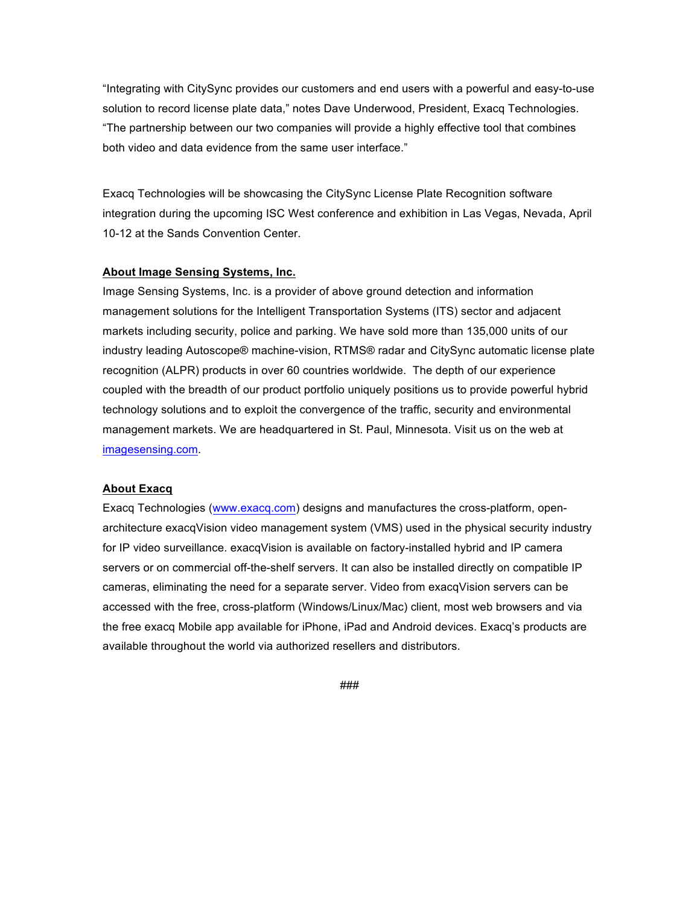"Integrating with CitySync provides our customers and end users with a powerful and easy-to-use solution to record license plate data," notes Dave Underwood, President, Exacq Technologies. "The partnership between our two companies will provide a highly effective tool that combines both video and data evidence from the same user interface."

Exacq Technologies will be showcasing the CitySync License Plate Recognition software integration during the upcoming ISC West conference and exhibition in Las Vegas, Nevada, April 10-12 at the Sands Convention Center.

**About Image Sensing Systems, Inc.**

Image Sensing Systems, Inc. is a provider of above ground detection and information management solutions for the Intelligent Transportation Systems (ITS) sector and adjacent markets including security, police and parking. We have sold more than 135,000 units of our industry leading Autoscope® machine-vision, RTMS® radar and CitySync automatic license plate recognition (ALPR) products in over 60 countries worldwide. The depth of our experience coupled with the breadth of our product portfolio uniquely positions us to provide powerful hybrid technology solutions and to exploit the convergence of the traffic, security and environmental management markets. We are headquartered in St. Paul, Minnesota. Visit us on the web at imagesensing.com.

**About Exacq**

Exacq Technologies (www.exacq.com) designs and manufactures the cross-platform, open-architecture exacqVision video management system (VMS) used in the physical security industry for IP video surveillance. exacqVision is available on factory-installed hybrid and IP camera servers or on commercial off-the-shelf servers. It can also be installed directly on compatible IP cameras, eliminating the need for a separate server. Video from exacqVision servers can be accessed with the free, cross-platform (Windows/Linux/Mac) client, most web browsers and via the free exacq Mobile app available for iPhone, iPad and Android devices. Exacq's products are available throughout the world via authorized resellers and distributors.

###